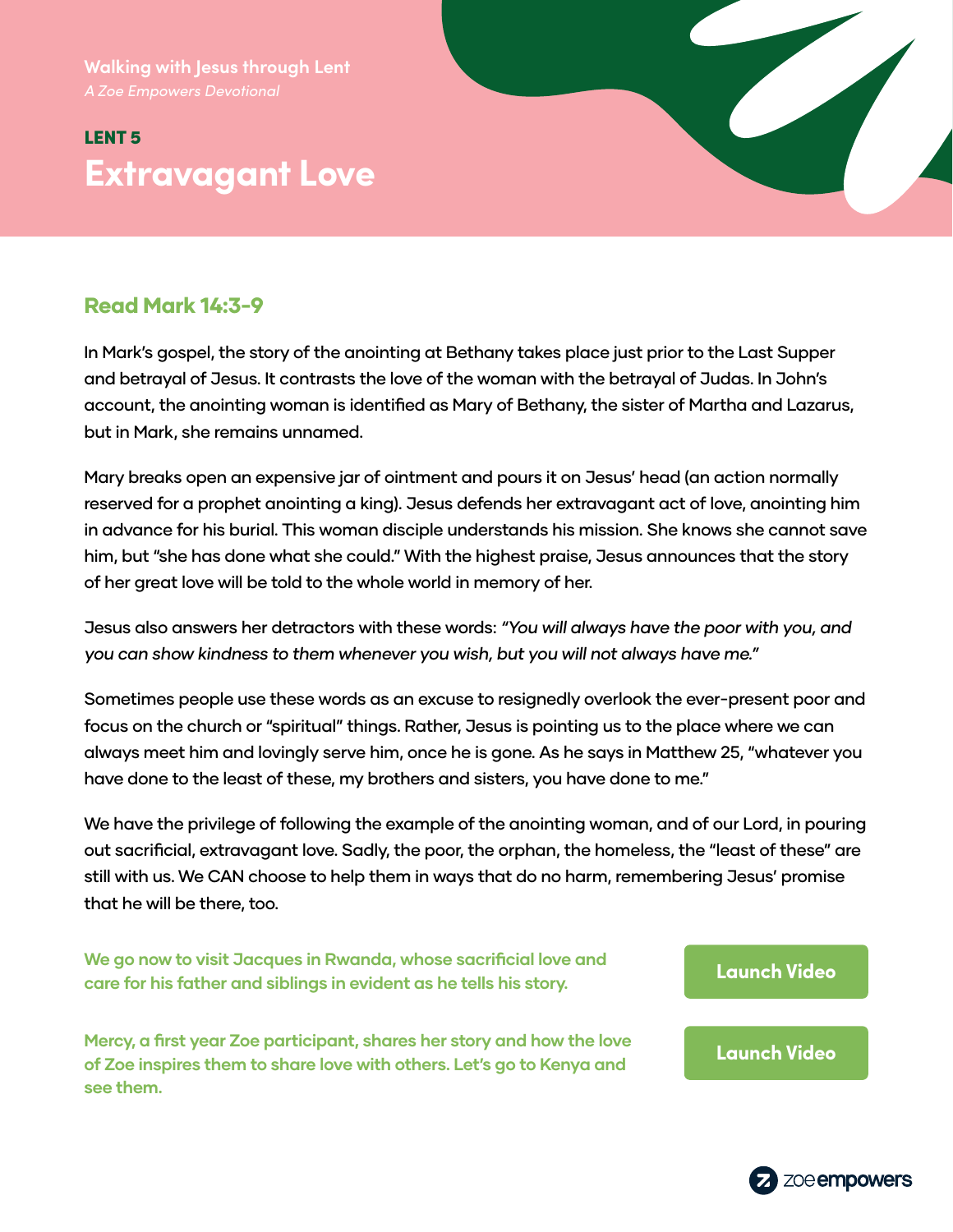Walking with Jesus through Lent

*A Zoe Empowers Devotional*

LENT 5

# Extravagant Love

## Read Mark 14:3-9

In Mark's gospel, the story of the anointing at Bethany takes place just prior to the Last Supper and betrayal of Jesus. It contrasts the love of the woman with the betrayal of Judas. In John's account, the anointing woman is identified as Mary of Bethany, the sister of Martha and Lazarus, but in Mark, she remains unnamed.

Mary breaks open an expensive jar of ointment and pours it on Jesus' head (an action normally reserved for a prophet anointing a king). Jesus defends her extravagant act of love, anointing him in advance for his burial. This woman disciple understands his mission. She knows she cannot save him, but "she has done what she could." With the highest praise, Jesus announces that the story of her great love will be told to the whole world in memory of her.

Jesus also answers her detractors with these words: *"You will always have the poor with you, and you can show kindness to them whenever you wish, but you will not always have me."*

Sometimes people use these words as an excuse to resignedly overlook the ever-present poor and focus on the church or "spiritual" things. Rather, Jesus is pointing us to the place where we can always meet him and lovingly serve him, once he is gone. As he says in Matthew 25, "whatever you have done to the least of these, my brothers and sisters, you have done to me."

We have the privilege of following the example of the anointing woman, and of our Lord, in pouring out sacrificial, extravagant love. Sadly, the poor, the orphan, the homeless, the "least of these" are still with us. We CAN choose to help them in ways that do no harm, remembering Jesus' promise that he will be there, too.

**We go now to visit Jacques in Rwanda, whose sacrificial love and care for his father and siblings in evident as he tells his story.**

Launch Video

**Mercy, a first year Zoe participant, shares her story and how the love of Zoe inspires them to share love with others. Let's go to Kenya and see them.**

Launch Video

zoe empowers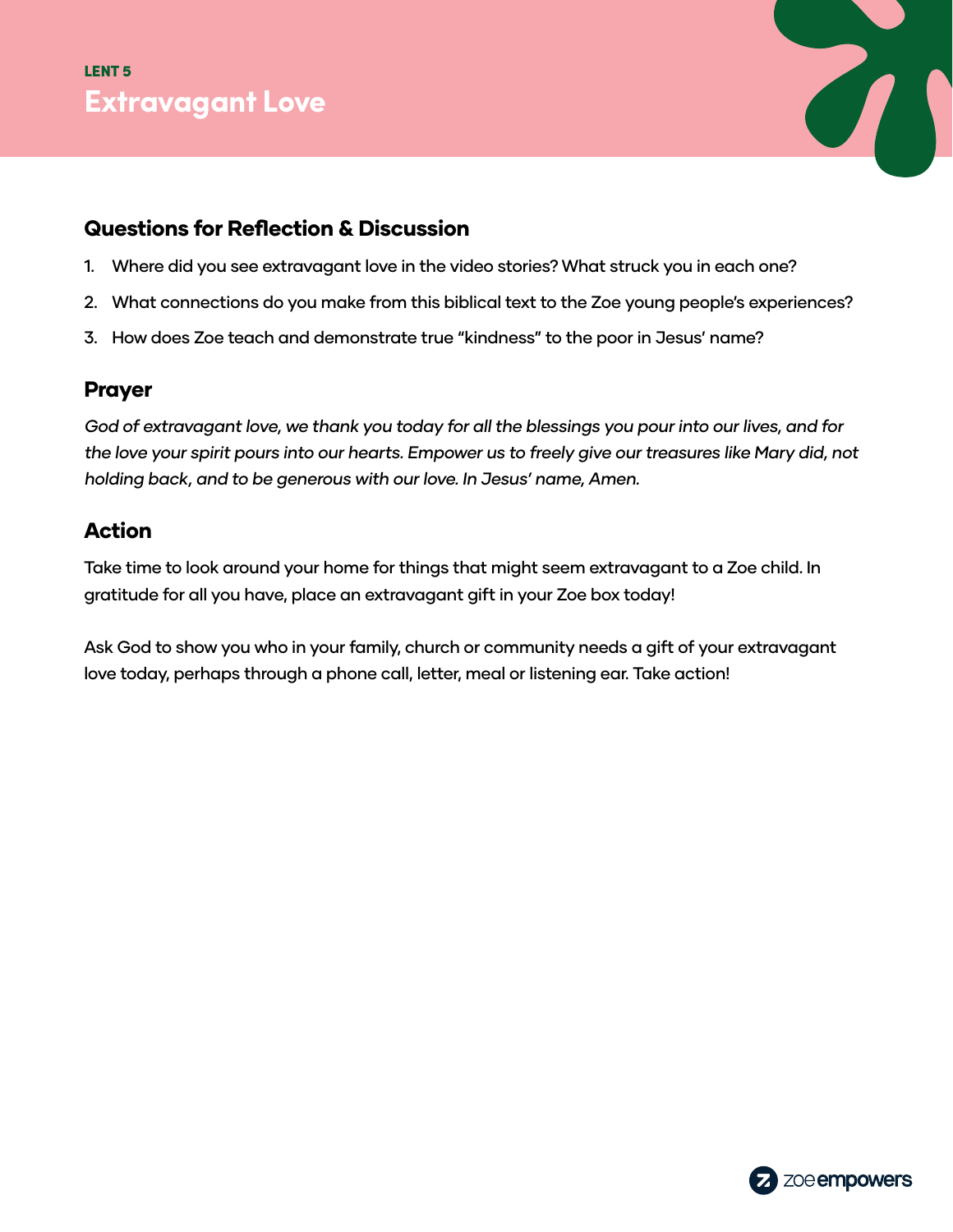LENT 5

# Extravagant Love

## Questions for Reflection & Discussion

1. Where did you see extravagant love in the video stories? What struck you in each one?
2. What connections do you make from this biblical text to the Zoe young people's experiences?
3. How does Zoe teach and demonstrate true "kindness" to the poor in Jesus' name?

## Prayer

*God of extravagant love, we thank you today for all the blessings you pour into our lives, and for the love your spirit pours into our hearts. Empower us to freely give our treasures like Mary did, not holding back, and to be generous with our love. In Jesus' name, Amen.*

## Action

Take time to look around your home for things that might seem extravagant to a Zoe child. In gratitude for all you have, place an extravagant gift in your Zoe box today!

Ask God to show you who in your family, church or community needs a gift of your extravagant love today, perhaps through a phone call, letter, meal or listening ear. Take action!